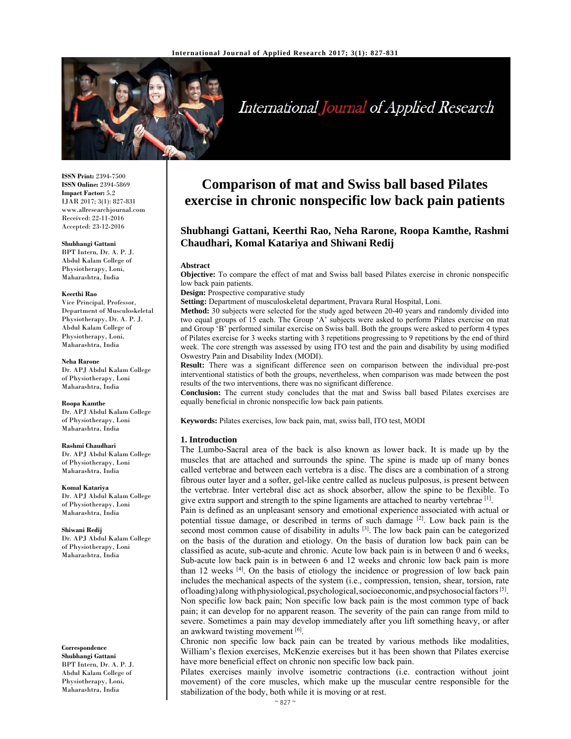# Comparison of mat and Swiss ball based Pilates exercise in chronic nonspecific low back pain patients

**Shubhangi Gattani, Keerthi Rao, Neha Rarone, Roopa Kamthe, Rashmi Chaudhari, Komal Katariya and Shiwani Redij**

**ISSN Print:** 2394-7500
**ISSN Online:** 2394-5869
**Impact Factor:** 5.2
IJAR 2017; 3(1): 827-831
www.allresearchjournal.com
Received: 22-11-2016
Accepted: 23-12-2016

**Shubhangi Gattani**
BPT Intern, Dr. A. P. J. Abdul Kalam College of Physiotherapy, Loni, Maharashtra, India

**Keerthi Rao**
Vice Principal, Professor, Department of Musculoskeletal Physiotherapy, Dr. A. P. J. Abdul Kalam College of Physiotherapy, Loni, Maharashtra, India

**Neha Rarone**
Dr. APJ Abdul Kalam College of Physiotherapy, Loni Maharashtra, India

**Roopa Kamthe**
Dr. APJ Abdul Kalam College of Physiotherapy, Loni Maharashtra, India

**Rashmi Chaudhari**
Dr. APJ Abdul Kalam College of Physiotherapy, Loni Maharashtra, India

**Komal Katariya**
Dr. APJ Abdul Kalam College of Physiotherapy, Loni Maharashtra, India

**Shiwani Redij**
Dr. APJ Abdul Kalam College of Physiotherapy, Loni Maharashtra, India

**Correspondence**
**Shubhangi Gattani**
BPT Intern, Dr. A. P. J. Abdul Kalam College of Physiotherapy, Loni, Maharashtra, India

## Abstract

**Objective:** To compare the effect of mat and Swiss ball based Pilates exercise in chronic nonspecific low back pain patients.

**Design:** Prospective comparative study

**Setting:** Department of musculoskeletal department, Pravara Rural Hospital, Loni.

**Method:** 30 subjects were selected for the study aged between 20-40 years and randomly divided into two equal groups of 15 each. The Group 'A' subjects were asked to perform Pilates exercise on mat and Group 'B' performed similar exercise on Swiss ball. Both the groups were asked to perform 4 types of Pilates exercise for 3 weeks starting with 3 repetitions progressing to 9 repetitions by the end of third week. The core strength was assessed by using ITO test and the pain and disability by using modified Oswestry Pain and Disability Index (MODI).

**Result:** There was a significant difference seen on comparison between the individual pre-post interventional statistics of both the groups, nevertheless, when comparison was made between the post results of the two interventions, there was no significant difference.

**Conclusion:** The current study concludes that the mat and Swiss ball based Pilates exercises are equally beneficial in chronic nonspecific low back pain patients.

**Keywords:** Pilates exercises, low back pain, mat, swiss ball, ITO test, MODI

## 1. Introduction

The Lumbo-Sacral area of the back is also known as lower back. It is made up by the muscles that are attached and surrounds the spine. The spine is made up of many bones called vertebrae and between each vertebra is a disc. The discs are a combination of a strong fibrous outer layer and a softer, gel-like centre called as nucleus pulposus, is present between the vertebrae. Inter vertebral disc act as shock absorber, allow the spine to be flexible. To give extra support and strength to the spine ligaments are attached to nearby vertebrae [1].

Pain is defined as an unpleasant sensory and emotional experience associated with actual or potential tissue damage, or described in terms of such damage [2]. Low back pain is the second most common cause of disability in adults [3]. The low back pain can be categorized on the basis of the duration and etiology. On the basis of duration low back pain can be classified as acute, sub-acute and chronic. Acute low back pain is in between 0 and 6 weeks, Sub-acute low back pain is in between 6 and 12 weeks and chronic low back pain is more than 12 weeks [4]. On the basis of etiology the incidence or progression of low back pain includes the mechanical aspects of the system (i.e., compression, tension, shear, torsion, rate of loading) along with physiological, psychological, socioeconomic, and psychosocial factors [5].

Non specific low back pain; Non specific low back pain is the most common type of back pain; it can develop for no apparent reason. The severity of the pain can range from mild to severe. Sometimes a pain may develop immediately after you lift something heavy, or after an awkward twisting movement [6].

Chronic non specific low back pain can be treated by various methods like modalities, William's flexion exercises, McKenzie exercises but it has been shown that Pilates exercise have more beneficial effect on chronic non specific low back pain.

Pilates exercises mainly involve isometric contractions (i.e. contraction without joint movement) of the core muscles, which make up the muscular centre responsible for the stabilization of the body, both while it is moving or at rest.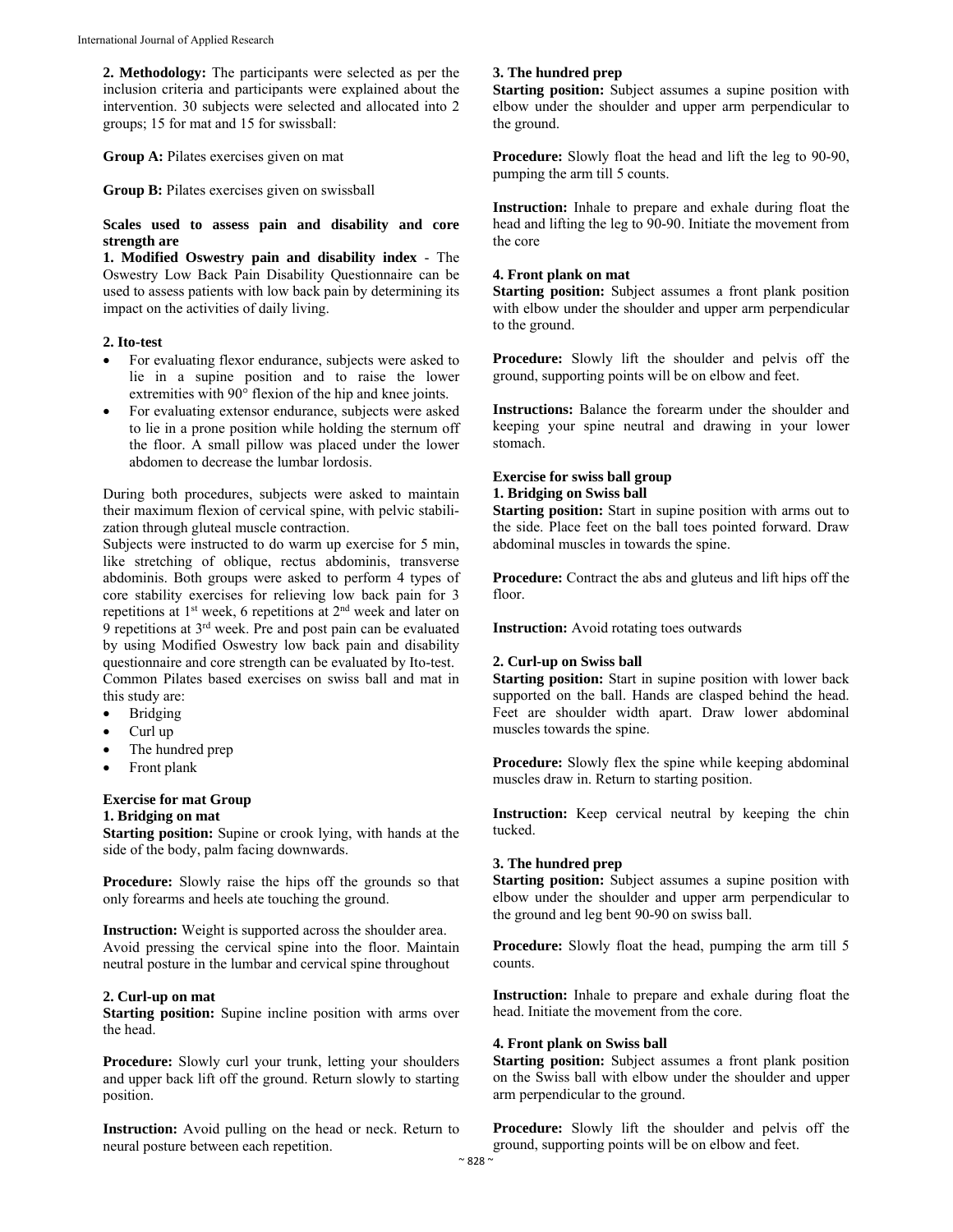**2. Methodology:** The participants were selected as per the inclusion criteria and participants were explained about the intervention. 30 subjects were selected and allocated into 2 groups; 15 for mat and 15 for swissball:

**Group A:** Pilates exercises given on mat

**Group B:** Pilates exercises given on swissball

**Scales used to assess pain and disability and core strength are**

**1. Modified Oswestry pain and disability index** - The Oswestry Low Back Pain Disability Questionnaire can be used to assess patients with low back pain by determining its impact on the activities of daily living.

**2. Ito-test**

- For evaluating flexor endurance, subjects were asked to lie in a supine position and to raise the lower extremities with 90° flexion of the hip and knee joints.
- For evaluating extensor endurance, subjects were asked to lie in a prone position while holding the sternum off the floor. A small pillow was placed under the lower abdomen to decrease the lumbar lordosis.

During both procedures, subjects were asked to maintain their maximum flexion of cervical spine, with pelvic stabilization through gluteal muscle contraction.

Subjects were instructed to do warm up exercise for 5 min, like stretching of oblique, rectus abdominis, transverse abdominis. Both groups were asked to perform 4 types of core stability exercises for relieving low back pain for 3 repetitions at 1st week, 6 repetitions at 2nd week and later on 9 repetitions at 3rd week. Pre and post pain can be evaluated by using Modified Oswestry low back pain and disability questionnaire and core strength can be evaluated by Ito-test.

Common Pilates based exercises on swiss ball and mat in this study are:

- Bridging
- Curl up
- The hundred prep
- Front plank

**Exercise for mat Group**

**1. Bridging on mat**

**Starting position:** Supine or crook lying, with hands at the side of the body, palm facing downwards.

**Procedure:** Slowly raise the hips off the grounds so that only forearms and heels ate touching the ground.

**Instruction:** Weight is supported across the shoulder area. Avoid pressing the cervical spine into the floor. Maintain neutral posture in the lumbar and cervical spine throughout

**2. Curl-up on mat**

**Starting position:** Supine incline position with arms over the head.

**Procedure:** Slowly curl your trunk, letting your shoulders and upper back lift off the ground. Return slowly to starting position.

**Instruction:** Avoid pulling on the head or neck. Return to neural posture between each repetition.

**3. The hundred prep**

**Starting position:** Subject assumes a supine position with elbow under the shoulder and upper arm perpendicular to the ground.

**Procedure:** Slowly float the head and lift the leg to 90-90, pumping the arm till 5 counts.

**Instruction:** Inhale to prepare and exhale during float the head and lifting the leg to 90-90. Initiate the movement from the core

**4. Front plank on mat**

**Starting position:** Subject assumes a front plank position with elbow under the shoulder and upper arm perpendicular to the ground.

**Procedure:** Slowly lift the shoulder and pelvis off the ground, supporting points will be on elbow and feet.

**Instructions:** Balance the forearm under the shoulder and keeping your spine neutral and drawing in your lower stomach.

**Exercise for swiss ball group**

**1. Bridging on Swiss ball**

**Starting position:** Start in supine position with arms out to the side. Place feet on the ball toes pointed forward. Draw abdominal muscles in towards the spine.

**Procedure:** Contract the abs and gluteus and lift hips off the floor.

**Instruction:** Avoid rotating toes outwards

**2. Curl-up on Swiss ball**

**Starting position:** Start in supine position with lower back supported on the ball. Hands are clasped behind the head. Feet are shoulder width apart. Draw lower abdominal muscles towards the spine.

**Procedure:** Slowly flex the spine while keeping abdominal muscles draw in. Return to starting position.

**Instruction:** Keep cervical neutral by keeping the chin tucked.

**3. The hundred prep**

**Starting position:** Subject assumes a supine position with elbow under the shoulder and upper arm perpendicular to the ground and leg bent 90-90 on swiss ball.

**Procedure:** Slowly float the head, pumping the arm till 5 counts.

**Instruction:** Inhale to prepare and exhale during float the head. Initiate the movement from the core.

**4. Front plank on Swiss ball**

**Starting position:** Subject assumes a front plank position on the Swiss ball with elbow under the shoulder and upper arm perpendicular to the ground.

**Procedure:** Slowly lift the shoulder and pelvis off the ground, supporting points will be on elbow and feet.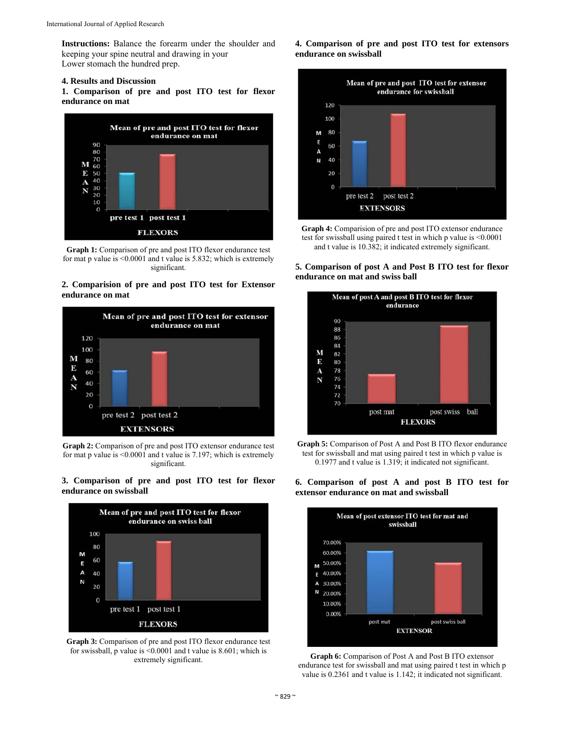**Instructions:** Balance the forearm under the shoulder and keeping your spine neutral and drawing in your Lower stomach the hundred prep.

## 4. Results and Discussion

### 1. Comparison of pre and post ITO test for flexor endurance on mat

**Graph 1:** Comparison of pre and post ITO flexor endurance test for mat p value is <0.0001 and t value is 5.832; which is extremely significant.

### 2. Comparision of pre and post ITO test for Extensor endurance on mat

**Graph 2:** Comparison of pre and post ITO extensor endurance test for mat p value is <0.0001 and t value is 7.197; which is extremely significant.

### 3. Comparison of pre and post ITO test for flexor endurance on swissball

**Graph 3:** Comparison of pre and post ITO flexor endurance test for swissball, p value is <0.0001 and t value is 8.601; which is extremely significant.

### 4. Comparison of pre and post ITO test for extensors endurance on swissball

**Graph 4:** Comparision of pre and post ITO extensor endurance test for swissball using paired t test in which p value is <0.0001 and t value is 10.382; it indicated extremely significant.

### 5. Comparison of post A and Post B ITO test for flexor endurance on mat and swiss ball

**Graph 5:** Comparison of Post A and Post B ITO flexor endurance test for swissball and mat using paired t test in which p value is 0.1977 and t value is 1.319; it indicated not significant.

### 6. Comparison of post A and post B ITO test for extensor endurance on mat and swissball

**Graph 6:** Comparison of Post A and Post B ITO extensor endurance test for swissball and mat using paired t test in which p value is 0.2361 and t value is 1.142; it indicated not significant.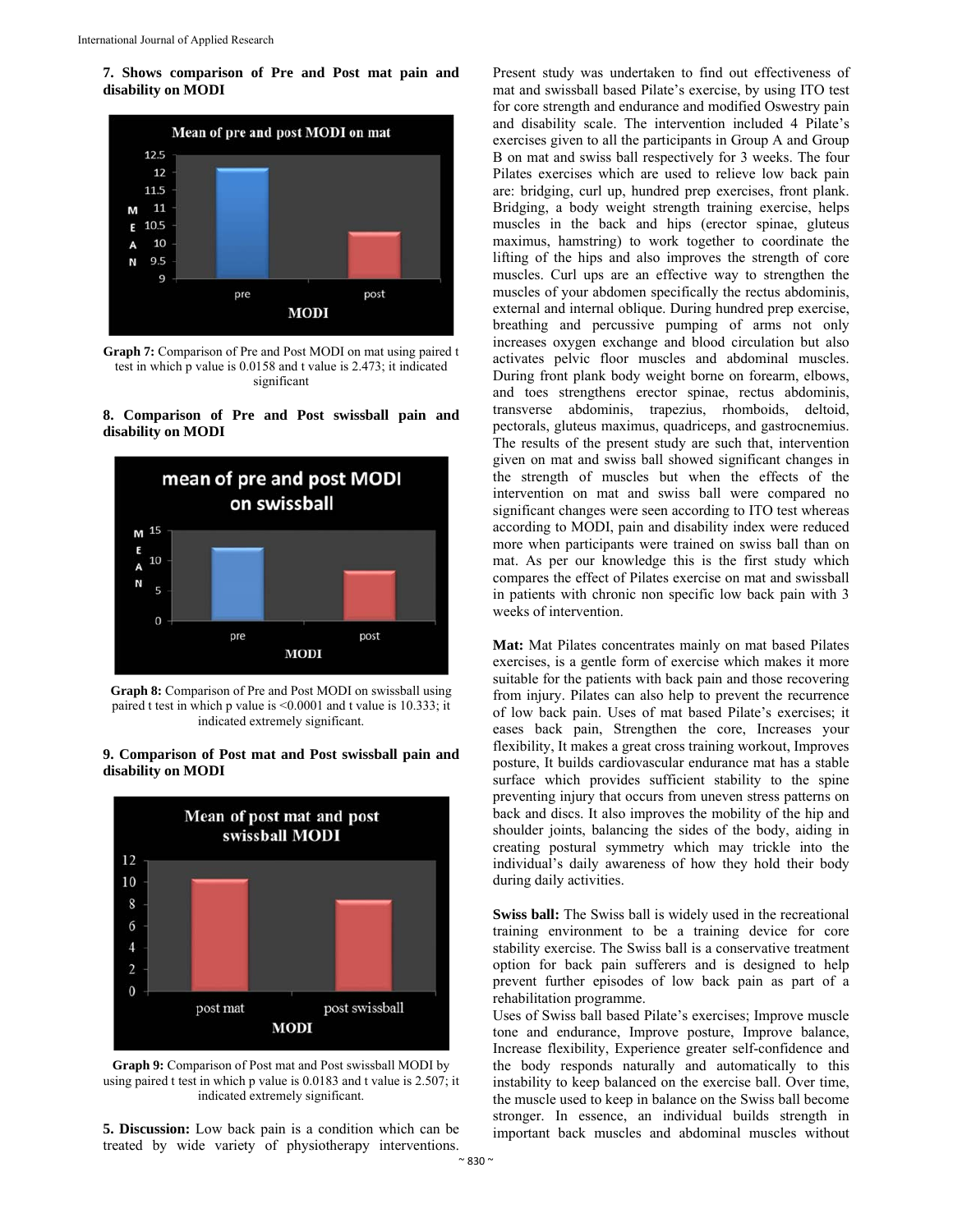**7. Shows comparison of Pre and Post mat pain and disability on MODI**

**Graph 7:** Comparison of Pre and Post MODI on mat using paired t test in which p value is 0.0158 and t value is 2.473; it indicated significant

**8. Comparison of Pre and Post swissball pain and disability on MODI**

**Graph 8:** Comparison of Pre and Post MODI on swissball using paired t test in which p value is <0.0001 and t value is 10.333; it indicated extremely significant.

**9. Comparison of Post mat and Post swissball pain and disability on MODI**

**Graph 9:** Comparison of Post mat and Post swissball MODI by using paired t test in which p value is 0.0183 and t value is 2.507; it indicated extremely significant.

**5. Discussion:** Low back pain is a condition which can be treated by wide variety of physiotherapy interventions. Present study was undertaken to find out effectiveness of mat and swissball based Pilate's exercise, by using ITO test for core strength and endurance and modified Oswestry pain and disability scale. The intervention included 4 Pilate's exercises given to all the participants in Group A and Group B on mat and swiss ball respectively for 3 weeks. The four Pilates exercises which are used to relieve low back pain are: bridging, curl up, hundred prep exercises, front plank. Bridging, a body weight strength training exercise, helps muscles in the back and hips (erector spinae, gluteus maximus, hamstring) to work together to coordinate the lifting of the hips and also improves the strength of core muscles. Curl ups are an effective way to strengthen the muscles of your abdomen specifically the rectus abdominis, external and internal oblique. During hundred prep exercise, breathing and percussive pumping of arms not only increases oxygen exchange and blood circulation but also activates pelvic floor muscles and abdominal muscles. During front plank body weight borne on forearm, elbows, and toes strengthens erector spinae, rectus abdominis, transverse abdominis, trapezius, rhomboids, deltoid, pectorals, gluteus maximus, quadriceps, and gastrocnemius. The results of the present study are such that, intervention given on mat and swiss ball showed significant changes in the strength of muscles but when the effects of the intervention on mat and swiss ball were compared no significant changes were seen according to ITO test whereas according to MODI, pain and disability index were reduced more when participants were trained on swiss ball than on mat. As per our knowledge this is the first study which compares the effect of Pilates exercise on mat and swissball in patients with chronic non specific low back pain with 3 weeks of intervention.

**Mat:** Mat Pilates concentrates mainly on mat based Pilates exercises, is a gentle form of exercise which makes it more suitable for the patients with back pain and those recovering from injury. Pilates can also help to prevent the recurrence of low back pain. Uses of mat based Pilate's exercises; it eases back pain, Strengthen the core, Increases your flexibility, It makes a great cross training workout, Improves posture, It builds cardiovascular endurance mat has a stable surface which provides sufficient stability to the spine preventing injury that occurs from uneven stress patterns on back and discs. It also improves the mobility of the hip and shoulder joints, balancing the sides of the body, aiding in creating postural symmetry which may trickle into the individual's daily awareness of how they hold their body during daily activities.

**Swiss ball:** The Swiss ball is widely used in the recreational training environment to be a training device for core stability exercise. The Swiss ball is a conservative treatment option for back pain sufferers and is designed to help prevent further episodes of low back pain as part of a rehabilitation programme.

Uses of Swiss ball based Pilate's exercises; Improve muscle tone and endurance, Improve posture, Improve balance, Increase flexibility, Experience greater self-confidence and the body responds naturally and automatically to this instability to keep balanced on the exercise ball. Over time, the muscle used to keep in balance on the Swiss ball become stronger. In essence, an individual builds strength in important back muscles and abdominal muscles without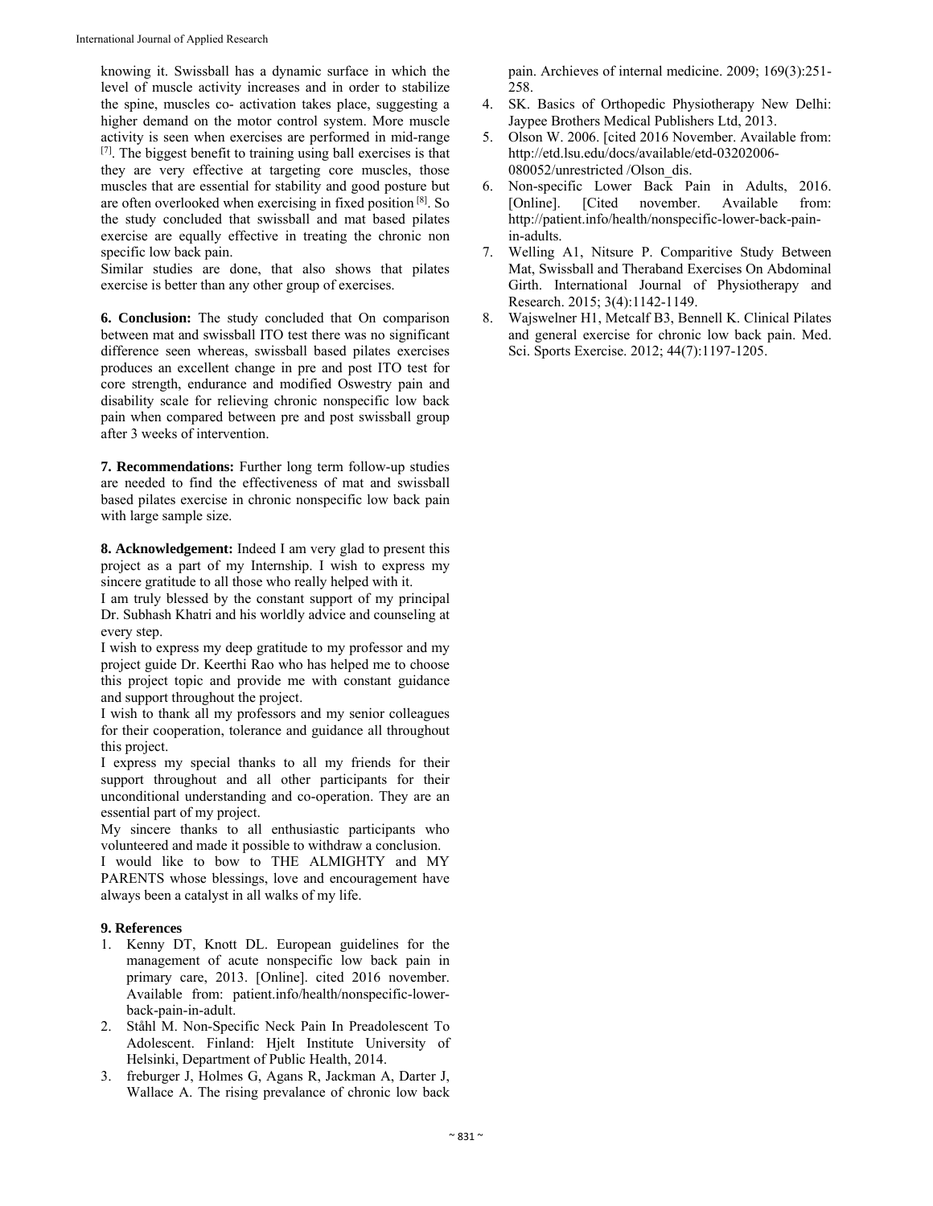knowing it. Swissball has a dynamic surface in which the level of muscle activity increases and in order to stabilize the spine, muscles co- activation takes place, suggesting a higher demand on the motor control system. More muscle activity is seen when exercises are performed in mid-range [7]. The biggest benefit to training using ball exercises is that they are very effective at targeting core muscles, those muscles that are essential for stability and good posture but are often overlooked when exercising in fixed position [8]. So the study concluded that swissball and mat based pilates exercise are equally effective in treating the chronic non specific low back pain.

Similar studies are done, that also shows that pilates exercise is better than any other group of exercises.

**6. Conclusion:** The study concluded that On comparison between mat and swissball ITO test there was no significant difference seen whereas, swissball based pilates exercises produces an excellent change in pre and post ITO test for core strength, endurance and modified Oswestry pain and disability scale for relieving chronic nonspecific low back pain when compared between pre and post swissball group after 3 weeks of intervention.

**7. Recommendations:** Further long term follow-up studies are needed to find the effectiveness of mat and swissball based pilates exercise in chronic nonspecific low back pain with large sample size.

**8. Acknowledgement:** Indeed I am very glad to present this project as a part of my Internship. I wish to express my sincere gratitude to all those who really helped with it.

I am truly blessed by the constant support of my principal Dr. Subhash Khatri and his worldly advice and counseling at every step.

I wish to express my deep gratitude to my professor and my project guide Dr. Keerthi Rao who has helped me to choose this project topic and provide me with constant guidance and support throughout the project.

I wish to thank all my professors and my senior colleagues for their cooperation, tolerance and guidance all throughout this project.

I express my special thanks to all my friends for their support throughout and all other participants for their unconditional understanding and co-operation. They are an essential part of my project.

My sincere thanks to all enthusiastic participants who volunteered and made it possible to withdraw a conclusion.

I would like to bow to THE ALMIGHTY and MY PARENTS whose blessings, love and encouragement have always been a catalyst in all walks of my life.

## 9. References

1. Kenny DT, Knott DL. European guidelines for the management of acute nonspecific low back pain in primary care, 2013. [Online]. cited 2016 november. Available from: patient.info/health/nonspecific-lower-back-pain-in-adult.
2. Ståhl M. Non-Specific Neck Pain In Preadolescent To Adolescent. Finland: Hjelt Institute University of Helsinki, Department of Public Health, 2014.
3. freburger J, Holmes G, Agans R, Jackman A, Darter J, Wallace A. The rising prevalance of chronic low back pain. Archieves of internal medicine. 2009; 169(3):251-258.
4. SK. Basics of Orthopedic Physiotherapy New Delhi: Jaypee Brothers Medical Publishers Ltd, 2013.
5. Olson W. 2006. [cited 2016 November. Available from: http://etd.lsu.edu/docs/available/etd-03202006-080052/unrestricted /Olson_dis.
6. Non-specific Lower Back Pain in Adults, 2016. [Online]. [Cited november. Available from: http://patient.info/health/nonspecific-lower-back-pain-in-adults.
7. Welling A1, Nitsure P. Comparitive Study Between Mat, Swissball and Theraband Exercises On Abdominal Girth. International Journal of Physiotherapy and Research. 2015; 3(4):1142-1149.
8. Wajswelner H1, Metcalf B3, Bennell K. Clinical Pilates and general exercise for chronic low back pain. Med. Sci. Sports Exercise. 2012; 44(7):1197-1205.